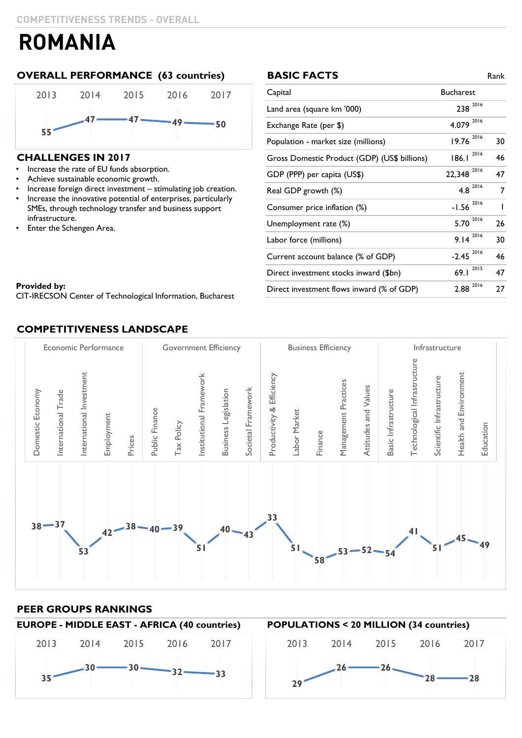COMPETITIVENESS TRENDS - OVERALL

# ROMANIA

## OVERALL PERFORMANCE (63 countries)

| 2013 | 2014 | 2015 | 2016 | 2017 |
|---|---|---|---|---|
| 55 | 47 | 47 | 49 | 50 |

## CHALLENGES IN 2017

- Increase the rate of EU funds absorption.
- Achieve sustainable economic growth.
- Increase foreign direct investment – stimulating job creation.
- Increase the innovative potential of enterprises, particularly SMEs, through technology transfer and business support infrastructure.
- Enter the Schengen Area.

**Provided by:**
CIT-IRECSON Center of Technological Information, Bucharest

## BASIC FACTS

| | | | Rank |
|---|---|---|---|
| Capital | Bucharest | | |
| Land area (square km '000) | 238 | 2016 | |
| Exchange Rate (per $) | 4.079 | 2016 | |
| Population - market size (millions) | 19.76 | 2016 | 30 |
| Gross Domestic Product (GDP) (US$ billions) | 186.1 | 2016 | 46 |
| GDP (PPP) per capita (US$) | 22,348 | 2016 | 47 |
| Real GDP growth (%) | 4.8 | 2016 | 7 |
| Consumer price inflation (%) | -1.56 | 2016 | 1 |
| Unemployment rate (%) | 5.70 | 2016 | 26 |
| Labor force (millions) | 9.14 | 2016 | 30 |
| Current account balance (% of GDP) | -2.45 | 2016 | 46 |
| Direct investment stocks inward ($bn) | 69.1 | 2015 | 47 |
| Direct investment flows inward (% of GDP) | 2.88 | 2016 | 27 |

## COMPETITIVENESS LANDSCAPE

| Factor | Sub-factor | Rank |
|---|---|---|
| Economic Performance | Domestic Economy | 38 |
| | International Trade | 37 |
| | International Investment | 53 |
| | Employment | 42 |
| | Prices | 38 |
| Government Efficiency | Public Finance | 40 |
| | Tax Policy | 39 |
| | Institutional Framework | 51 |
| | Business Legislation | 40 |
| | Societal Framework | 43 |
| Business Efficiency | Productivity & Efficiency | 33 |
| | Labor Market | 51 |
| | Finance | 58 |
| | Management Practices | 53 |
| | Attitudes and Values | 52 |
| Infrastructure | Basic Infrastructure | 54 |
| | Technological Infrastructure | 41 |
| | Scientific Infrastructure | 51 |
| | Health and Environment | 45 |
| | Education | 49 |

## PEER GROUPS RANKINGS

### EUROPE - MIDDLE EAST - AFRICA (40 countries)

| 2013 | 2014 | 2015 | 2016 | 2017 |
|---|---|---|---|---|
| 35 | 30 | 30 | 32 | 33 |

### POPULATIONS < 20 MILLION (34 countries)

| 2013 | 2014 | 2015 | 2016 | 2017 |
|---|---|---|---|---|
| 29 | 26 | 26 | 28 | 28 |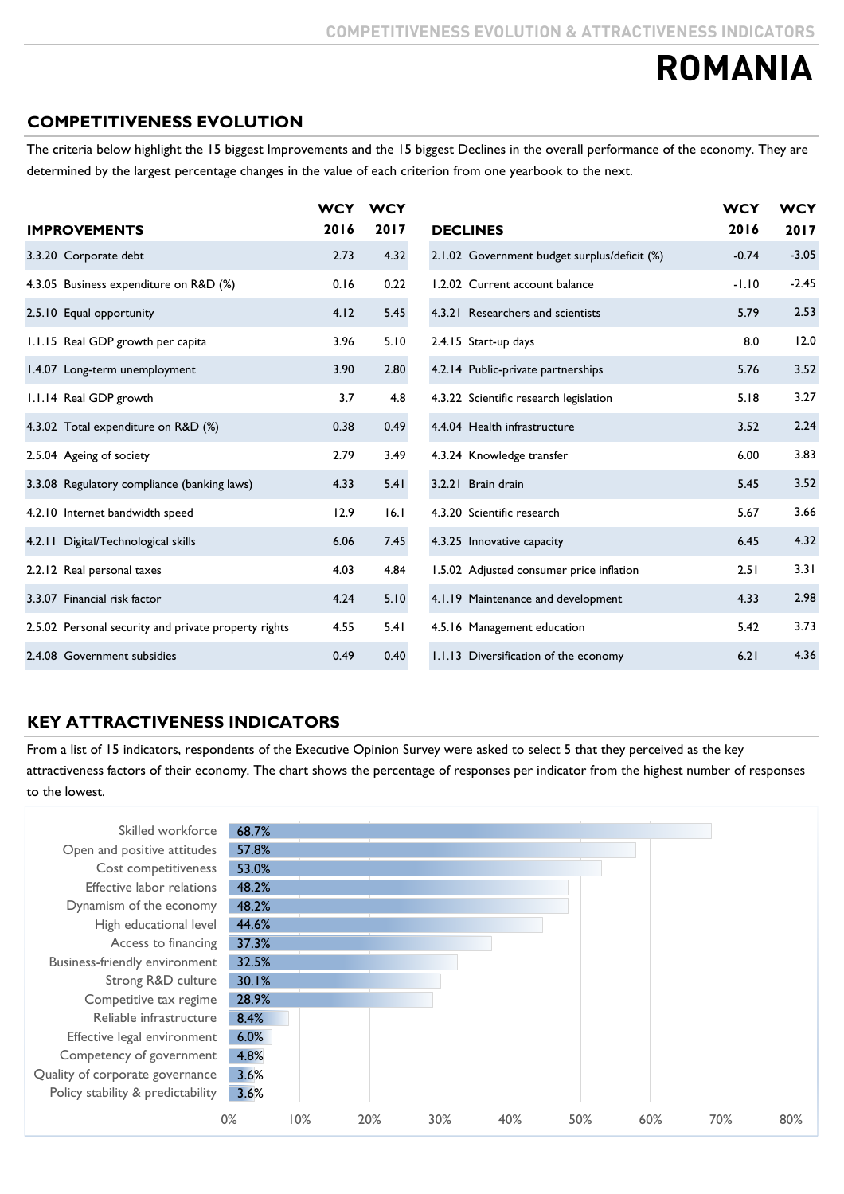COMPETITIVENESS EVOLUTION & ATTRACTIVENESS INDICATORS

# ROMANIA

## COMPETITIVENESS EVOLUTION

The criteria below highlight the 15 biggest Improvements and the 15 biggest Declines in the overall performance of the economy. They are determined by the largest percentage changes in the value of each criterion from one yearbook to the next.

| IMPROVEMENTS | WCY 2016 | WCY 2017 |
|---|---|---|
| 3.3.20 Corporate debt | 2.73 | 4.32 |
| 4.3.05 Business expenditure on R&D (%) | 0.16 | 0.22 |
| 2.5.10 Equal opportunity | 4.12 | 5.45 |
| 1.1.15 Real GDP growth per capita | 3.96 | 5.10 |
| 1.4.07 Long-term unemployment | 3.90 | 2.80 |
| 1.1.14 Real GDP growth | 3.7 | 4.8 |
| 4.3.02 Total expenditure on R&D (%) | 0.38 | 0.49 |
| 2.5.04 Ageing of society | 2.79 | 3.49 |
| 3.3.08 Regulatory compliance (banking laws) | 4.33 | 5.41 |
| 4.2.10 Internet bandwidth speed | 12.9 | 16.1 |
| 4.2.11 Digital/Technological skills | 6.06 | 7.45 |
| 2.2.12 Real personal taxes | 4.03 | 4.84 |
| 3.3.07 Financial risk factor | 4.24 | 5.10 |
| 2.5.02 Personal security and private property rights | 4.55 | 5.41 |
| 2.4.08 Government subsidies | 0.49 | 0.40 |

| DECLINES | WCY 2016 | WCY 2017 |
|---|---|---|
| 2.1.02 Government budget surplus/deficit (%) | -0.74 | -3.05 |
| 1.2.02 Current account balance | -1.10 | -2.45 |
| 4.3.21 Researchers and scientists | 5.79 | 2.53 |
| 2.4.15 Start-up days | 8.0 | 12.0 |
| 4.2.14 Public-private partnerships | 5.76 | 3.52 |
| 4.3.22 Scientific research legislation | 5.18 | 3.27 |
| 4.4.04 Health infrastructure | 3.52 | 2.24 |
| 4.3.24 Knowledge transfer | 6.00 | 3.83 |
| 3.2.21 Brain drain | 5.45 | 3.52 |
| 4.3.20 Scientific research | 5.67 | 3.66 |
| 4.3.25 Innovative capacity | 6.45 | 4.32 |
| 1.5.02 Adjusted consumer price inflation | 2.51 | 3.31 |
| 4.1.19 Maintenance and development | 4.33 | 2.98 |
| 4.5.16 Management education | 5.42 | 3.73 |
| 1.1.13 Diversification of the economy | 6.21 | 4.36 |

## KEY ATTRACTIVENESS INDICATORS

From a list of 15 indicators, respondents of the Executive Opinion Survey were asked to select 5 that they perceived as the key attractiveness factors of their economy. The chart shows the percentage of responses per indicator from the highest number of responses to the lowest.

| Indicator | % |
|---|---|
| Skilled workforce | 68.7% |
| Open and positive attitudes | 57.8% |
| Cost competitiveness | 53.0% |
| Effective labor relations | 48.2% |
| Dynamism of the economy | 48.2% |
| High educational level | 44.6% |
| Access to financing | 37.3% |
| Business-friendly environment | 32.5% |
| Strong R&D culture | 30.1% |
| Competitive tax regime | 28.9% |
| Reliable infrastructure | 8.4% |
| Effective legal environment | 6.0% |
| Competency of government | 4.8% |
| Quality of corporate governance | 3.6% |
| Policy stability & predictability | 3.6% |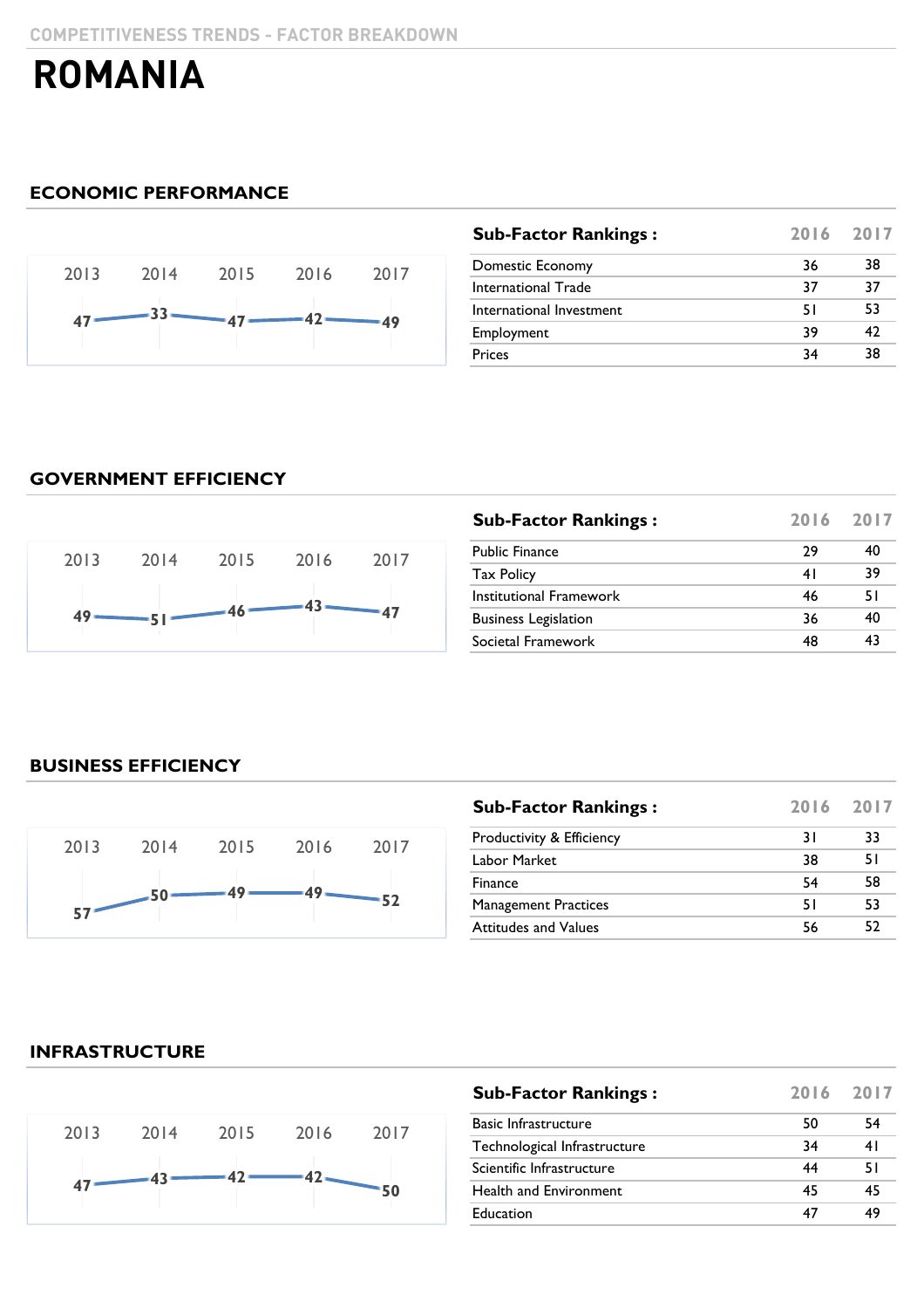COMPETITIVENESS TRENDS - FACTOR BREAKDOWN

# ROMANIA

## ECONOMIC PERFORMANCE

| 2013 | 2014 | 2015 | 2016 | 2017 |
|---|---|---|---|---|
| 47 | 33 | 47 | 42 | 49 |

| Sub-Factor Rankings : | 2016 | 2017 |
|---|---|---|
| Domestic Economy | 36 | 38 |
| International Trade | 37 | 37 |
| International Investment | 51 | 53 |
| Employment | 39 | 42 |
| Prices | 34 | 38 |

## GOVERNMENT EFFICIENCY

| 2013 | 2014 | 2015 | 2016 | 2017 |
|---|---|---|---|---|
| 49 | 51 | 46 | 43 | 47 |

| Sub-Factor Rankings : | 2016 | 2017 |
|---|---|---|
| Public Finance | 29 | 40 |
| Tax Policy | 41 | 39 |
| Institutional Framework | 46 | 51 |
| Business Legislation | 36 | 40 |
| Societal Framework | 48 | 43 |

## BUSINESS EFFICIENCY

| 2013 | 2014 | 2015 | 2016 | 2017 |
|---|---|---|---|---|
| 57 | 50 | 49 | 49 | 52 |

| Sub-Factor Rankings : | 2016 | 2017 |
|---|---|---|
| Productivity & Efficiency | 31 | 33 |
| Labor Market | 38 | 51 |
| Finance | 54 | 58 |
| Management Practices | 51 | 53 |
| Attitudes and Values | 56 | 52 |

## INFRASTRUCTURE

| 2013 | 2014 | 2015 | 2016 | 2017 |
|---|---|---|---|---|
| 47 | 43 | 42 | 42 | 50 |

| Sub-Factor Rankings : | 2016 | 2017 |
|---|---|---|
| Basic Infrastructure | 50 | 54 |
| Technological Infrastructure | 34 | 41 |
| Scientific Infrastructure | 44 | 51 |
| Health and Environment | 45 | 45 |
| Education | 47 | 49 |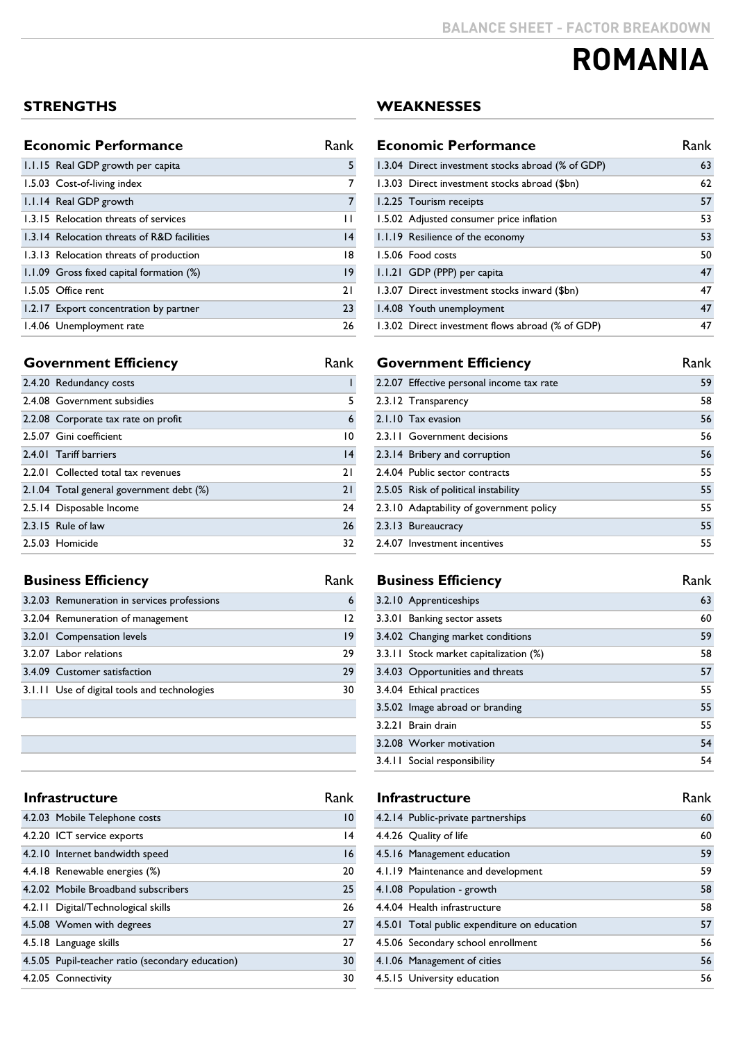# BALANCE SHEET - FACTOR BREAKDOWN

# ROMANIA

## STRENGTHS

### Economic Performance

| Economic Performance | Rank |
|---|---|
| 1.1.15 Real GDP growth per capita | 5 |
| 1.5.03 Cost-of-living index | 7 |
| 1.1.14 Real GDP growth | 7 |
| 1.3.15 Relocation threats of services | 11 |
| 1.3.14 Relocation threats of R&D facilities | 14 |
| 1.3.13 Relocation threats of production | 18 |
| 1.1.09 Gross fixed capital formation (%) | 19 |
| 1.5.05 Office rent | 21 |
| 1.2.17 Export concentration by partner | 23 |
| 1.4.06 Unemployment rate | 26 |

### Government Efficiency

| Government Efficiency | Rank |
|---|---|
| 2.4.20 Redundancy costs | 1 |
| 2.4.08 Government subsidies | 5 |
| 2.2.08 Corporate tax rate on profit | 6 |
| 2.5.07 Gini coefficient | 10 |
| 2.4.01 Tariff barriers | 14 |
| 2.2.01 Collected total tax revenues | 21 |
| 2.1.04 Total general government debt (%) | 21 |
| 2.5.14 Disposable Income | 24 |
| 2.3.15 Rule of law | 26 |
| 2.5.03 Homicide | 32 |

### Business Efficiency

| Business Efficiency | Rank |
|---|---|
| 3.2.03 Remuneration in services professions | 6 |
| 3.2.04 Remuneration of management | 12 |
| 3.2.01 Compensation levels | 19 |
| 3.2.07 Labor relations | 29 |
| 3.4.09 Customer satisfaction | 29 |
| 3.1.11 Use of digital tools and technologies | 30 |

### Infrastructure

| Infrastructure | Rank |
|---|---|
| 4.2.03 Mobile Telephone costs | 10 |
| 4.2.20 ICT service exports | 14 |
| 4.2.10 Internet bandwidth speed | 16 |
| 4.4.18 Renewable energies (%) | 20 |
| 4.2.02 Mobile Broadband subscribers | 25 |
| 4.2.11 Digital/Technological skills | 26 |
| 4.5.08 Women with degrees | 27 |
| 4.5.18 Language skills | 27 |
| 4.5.05 Pupil-teacher ratio (secondary education) | 30 |
| 4.2.05 Connectivity | 30 |

## WEAKNESSES

### Economic Performance

| Economic Performance | Rank |
|---|---|
| 1.3.04 Direct investment stocks abroad (% of GDP) | 63 |
| 1.3.03 Direct investment stocks abroad ($bn) | 62 |
| 1.2.25 Tourism receipts | 57 |
| 1.5.02 Adjusted consumer price inflation | 53 |
| 1.1.19 Resilience of the economy | 53 |
| 1.5.06 Food costs | 50 |
| 1.1.21 GDP (PPP) per capita | 47 |
| 1.3.07 Direct investment stocks inward ($bn) | 47 |
| 1.4.08 Youth unemployment | 47 |
| 1.3.02 Direct investment flows abroad (% of GDP) | 47 |

### Government Efficiency

| Government Efficiency | Rank |
|---|---|
| 2.2.07 Effective personal income tax rate | 59 |
| 2.3.12 Transparency | 58 |
| 2.1.10 Tax evasion | 56 |
| 2.3.11 Government decisions | 56 |
| 2.3.14 Bribery and corruption | 56 |
| 2.4.04 Public sector contracts | 55 |
| 2.5.05 Risk of political instability | 55 |
| 2.3.10 Adaptability of government policy | 55 |
| 2.3.13 Bureaucracy | 55 |
| 2.4.07 Investment incentives | 55 |

### Business Efficiency

| Business Efficiency | Rank |
|---|---|
| 3.2.10 Apprenticeships | 63 |
| 3.3.01 Banking sector assets | 60 |
| 3.4.02 Changing market conditions | 59 |
| 3.3.11 Stock market capitalization (%) | 58 |
| 3.4.03 Opportunities and threats | 57 |
| 3.4.04 Ethical practices | 55 |
| 3.5.02 Image abroad or branding | 55 |
| 3.2.21 Brain drain | 55 |
| 3.2.08 Worker motivation | 54 |
| 3.4.11 Social responsibility | 54 |

### Infrastructure

| Infrastructure | Rank |
|---|---|
| 4.2.14 Public-private partnerships | 60 |
| 4.4.26 Quality of life | 60 |
| 4.5.16 Management education | 59 |
| 4.1.19 Maintenance and development | 59 |
| 4.1.08 Population - growth | 58 |
| 4.4.04 Health infrastructure | 58 |
| 4.5.01 Total public expenditure on education | 57 |
| 4.5.06 Secondary school enrollment | 56 |
| 4.1.06 Management of cities | 56 |
| 4.5.15 University education | 56 |